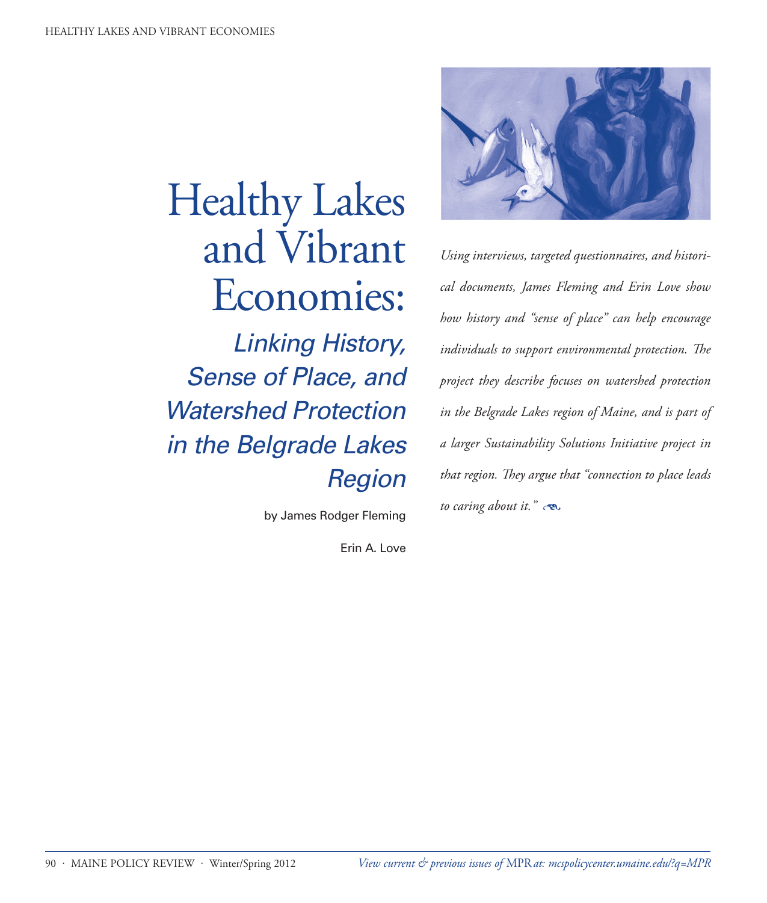# Healthy Lakes and Vibrant Economies:

## *Linking History, Sense of Place, and Watershed Protection in the Belgrade Lakes Region*

by James Rodger Fleming

Erin A. Love

*Using interviews, targeted questionnaires, and historical documents, James Fleming and Erin Love show how history and "sense of place" can help encourage individuals to support environmental protection. The project they describe focuses on watershed protection in the Belgrade Lakes region of Maine, and is part of a larger Sustainability Solutions Initiative project in that region. They argue that "connection to place leads to caring about it."*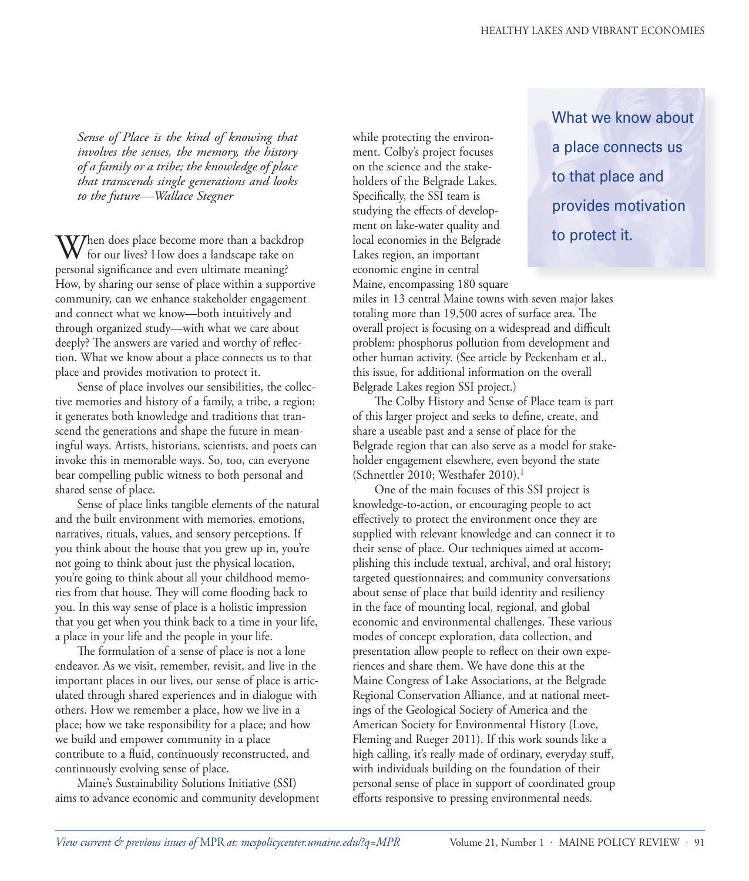*Sense of Place is the kind of knowing that involves the senses, the memory, the history of a family or a tribe; the knowledge of place that transcends single generations and looks to the future—Wallace Stegner*

When does place become more than a backdrop for our lives? How does a landscape take on personal significance and even ultimate meaning? How, by sharing our sense of place within a supportive community, can we enhance stakeholder engagement and connect what we know—both intuitively and through organized study—with what we care about deeply? The answers are varied and worthy of reflection. What we know about a place connects us to that place and provides motivation to protect it.

Sense of place involves our sensibilities, the collective memories and history of a family, a tribe, a region; it generates both knowledge and traditions that transcend the generations and shape the future in meaningful ways. Artists, historians, scientists, and poets can invoke this in memorable ways. So, too, can everyone bear compelling public witness to both personal and shared sense of place.

Sense of place links tangible elements of the natural and the built environment with memories, emotions, narratives, rituals, values, and sensory perceptions. If you think about the house that you grew up in, you're not going to think about just the physical location, you're going to think about all your childhood memories from that house. They will come flooding back to you. In this way sense of place is a holistic impression that you get when you think back to a time in your life, a place in your life and the people in your life.

The formulation of a sense of place is not a lone endeavor. As we visit, remember, revisit, and live in the important places in our lives, our sense of place is articulated through shared experiences and in dialogue with others. How we remember a place, how we live in a place; how we take responsibility for a place; and how we build and empower community in a place contribute to a fluid, continuously reconstructed, and continuously evolving sense of place.

Maine's Sustainability Solutions Initiative (SSI) aims to advance economic and community development while protecting the environment. Colby's project focuses on the science and the stakeholders of the Belgrade Lakes. Specifically, the SSI team is studying the effects of development on lake-water quality and local economies in the Belgrade Lakes region, an important economic engine in central Maine, encompassing 180 square miles in 13 central Maine towns with seven major lakes totaling more than 19,500 acres of surface area. The overall project is focusing on a widespread and difficult problem: phosphorus pollution from development and other human activity. (See article by Peckenham et al., this issue, for additional information on the overall Belgrade Lakes region SSI project.)

> What we know about a place connects us to that place and provides motivation to protect it.

The Colby History and Sense of Place team is part of this larger project and seeks to define, create, and share a useable past and a sense of place for the Belgrade region that can also serve as a model for stakeholder engagement elsewhere, even beyond the state (Schnettler 2010; Westhafer 2010).[1]

One of the main focuses of this SSI project is knowledge-to-action, or encouraging people to act effectively to protect the environment once they are supplied with relevant knowledge and can connect it to their sense of place. Our techniques aimed at accomplishing this include textual, archival, and oral history; targeted questionnaires; and community conversations about sense of place that build identity and resiliency in the face of mounting local, regional, and global economic and environmental challenges. These various modes of concept exploration, data collection, and presentation allow people to reflect on their own experiences and share them. We have done this at the Maine Congress of Lake Associations, at the Belgrade Regional Conservation Alliance, and at national meetings of the Geological Society of America and the American Society for Environmental History (Love, Fleming and Rueger 2011). If this work sounds like a high calling, it's really made of ordinary, everyday stuff, with individuals building on the foundation of their personal sense of place in support of coordinated group efforts responsive to pressing environmental needs.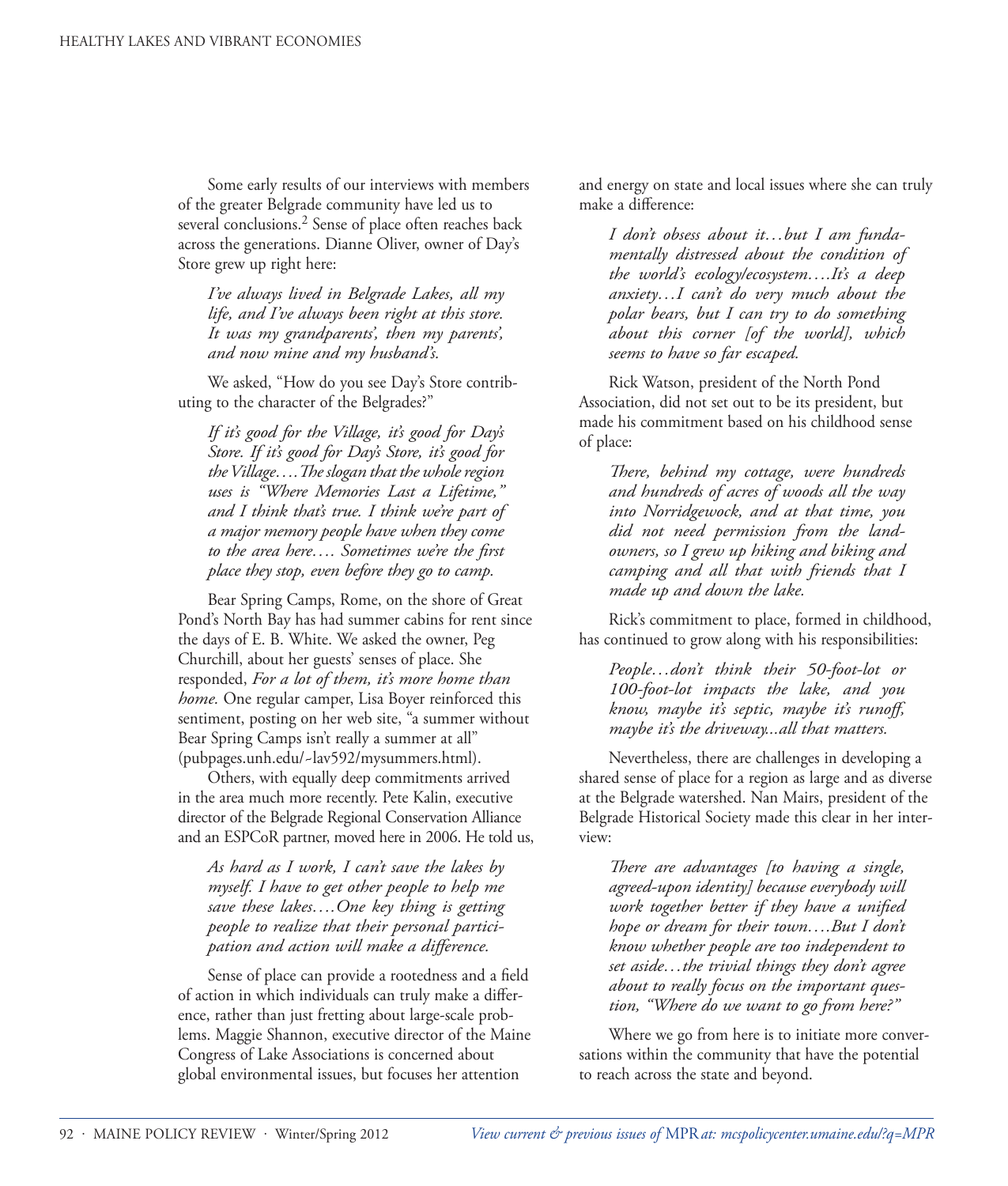Some early results of our interviews with members of the greater Belgrade community have led us to several conclusions.[2] Sense of place often reaches back across the generations. Dianne Oliver, owner of Day's Store grew up right here:

> *I've always lived in Belgrade Lakes, all my life, and I've always been right at this store. It was my grandparents', then my parents', and now mine and my husband's.*

We asked, "How do you see Day's Store contributing to the character of the Belgrades?"

> *If it's good for the Village, it's good for Day's Store. If it's good for Day's Store, it's good for the Village….The slogan that the whole region uses is "Where Memories Last a Lifetime," and I think that's true. I think we're part of a major memory people have when they come to the area here…. Sometimes we're the first place they stop, even before they go to camp.*

Bear Spring Camps, Rome, on the shore of Great Pond's North Bay has had summer cabins for rent since the days of E. B. White. We asked the owner, Peg Churchill, about her guests' senses of place. She responded, *For a lot of them, it's more home than home.* One regular camper, Lisa Boyer reinforced this sentiment, posting on her web site, "a summer without Bear Spring Camps isn't really a summer at all" (pubpages.unh.edu/~lav592/mysummers.html).

Others, with equally deep commitments arrived in the area much more recently. Pete Kalin, executive director of the Belgrade Regional Conservation Alliance and an ESPCoR partner, moved here in 2006. He told us,

> *As hard as I work, I can't save the lakes by myself. I have to get other people to help me save these lakes….One key thing is getting people to realize that their personal participation and action will make a difference.*

Sense of place can provide a rootedness and a field of action in which individuals can truly make a difference, rather than just fretting about large-scale problems. Maggie Shannon, executive director of the Maine Congress of Lake Associations is concerned about global environmental issues, but focuses her attention and energy on state and local issues where she can truly make a difference:

> *I don't obsess about it…but I am fundamentally distressed about the condition of the world's ecology/ecosystem….It's a deep anxiety…I can't do very much about the polar bears, but I can try to do something about this corner [of the world], which seems to have so far escaped.*

Rick Watson, president of the North Pond Association, did not set out to be its president, but made his commitment based on his childhood sense of place:

> *There, behind my cottage, were hundreds and hundreds of acres of woods all the way into Norridgewock, and at that time, you did not need permission from the landowners, so I grew up hiking and biking and camping and all that with friends that I made up and down the lake.*

Rick's commitment to place, formed in childhood, has continued to grow along with his responsibilities:

> *People…don't think their 50-foot-lot or 100-foot-lot impacts the lake, and you know, maybe it's septic, maybe it's runoff, maybe it's the driveway...all that matters.*

Nevertheless, there are challenges in developing a shared sense of place for a region as large and as diverse at the Belgrade watershed. Nan Mairs, president of the Belgrade Historical Society made this clear in her interview:

> *There are advantages [to having a single, agreed-upon identity] because everybody will work together better if they have a unified hope or dream for their town….But I don't know whether people are too independent to set aside…the trivial things they don't agree about to really focus on the important question, "Where do we want to go from here?"*

Where we go from here is to initiate more conversations within the community that have the potential to reach across the state and beyond.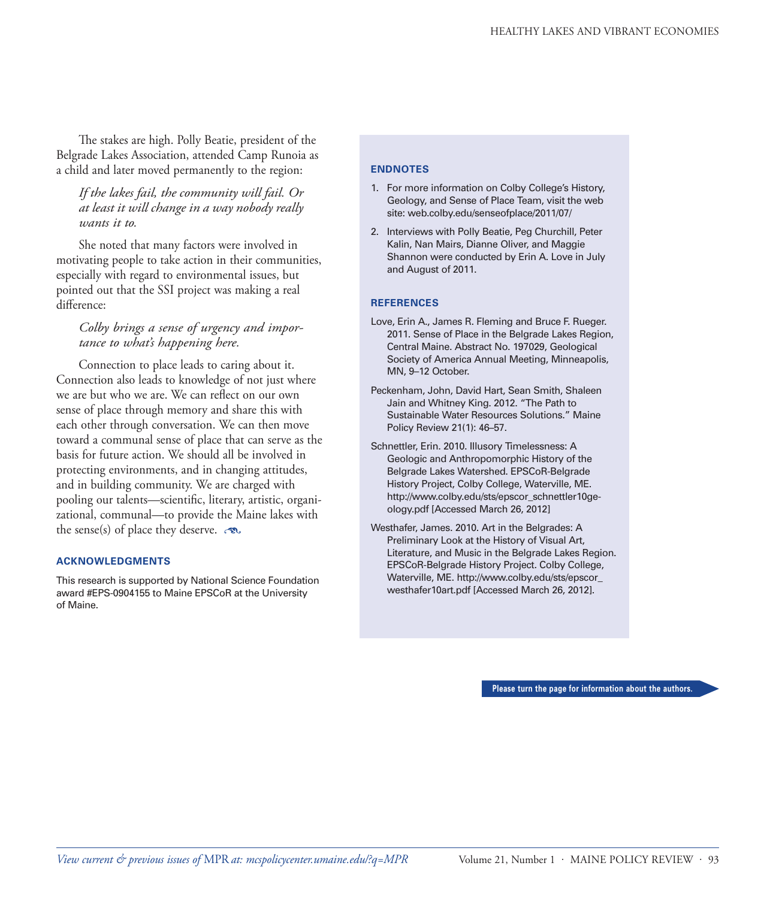The stakes are high. Polly Beatie, president of the Belgrade Lakes Association, attended Camp Runoia as a child and later moved permanently to the region:

> *If the lakes fail, the community will fail. Or at least it will change in a way nobody really wants it to.*

She noted that many factors were involved in motivating people to take action in their communities, especially with regard to environmental issues, but pointed out that the SSI project was making a real difference:

> *Colby brings a sense of urgency and importance to what's happening here.*

Connection to place leads to caring about it. Connection also leads to knowledge of not just where we are but who we are. We can reflect on our own sense of place through memory and share this with each other through conversation. We can then move toward a communal sense of place that can serve as the basis for future action. We should all be involved in protecting environments, and in changing attitudes, and in building community. We are charged with pooling our talents—scientific, literary, artistic, organizational, communal—to provide the Maine lakes with the sense(s) of place they deserve.

## ACKNOWLEDGMENTS

This research is supported by National Science Foundation award #EPS-0904155 to Maine EPSCoR at the University of Maine.

## ENDNOTES

1. For more information on Colby College's History, Geology, and Sense of Place Team, visit the web site: web.colby.edu/senseofplace/2011/07/
2. Interviews with Polly Beatie, Peg Churchill, Peter Kalin, Nan Mairs, Dianne Oliver, and Maggie Shannon were conducted by Erin A. Love in July and August of 2011.

## REFERENCES

Love, Erin A., James R. Fleming and Bruce F. Rueger. 2011. Sense of Place in the Belgrade Lakes Region, Central Maine. Abstract No. 197029, Geological Society of America Annual Meeting, Minneapolis, MN, 9–12 October.

Peckenham, John, David Hart, Sean Smith, Shaleen Jain and Whitney King. 2012. "The Path to Sustainable Water Resources Solutions." Maine Policy Review 21(1): 46–57.

Schnettler, Erin. 2010. Illusory Timelessness: A Geologic and Anthropomorphic History of the Belgrade Lakes Watershed. EPSCoR-Belgrade History Project, Colby College, Waterville, ME. http://www.colby.edu/sts/epscor_schnettler10geology.pdf [Accessed March 26, 2012]

Westhafer, James. 2010. Art in the Belgrades: A Preliminary Look at the History of Visual Art, Literature, and Music in the Belgrade Lakes Region. EPSCoR-Belgrade History Project. Colby College, Waterville, ME. http://www.colby.edu/sts/epscor_westhafer10art.pdf [Accessed March 26, 2012].

Please turn the page for information about the authors.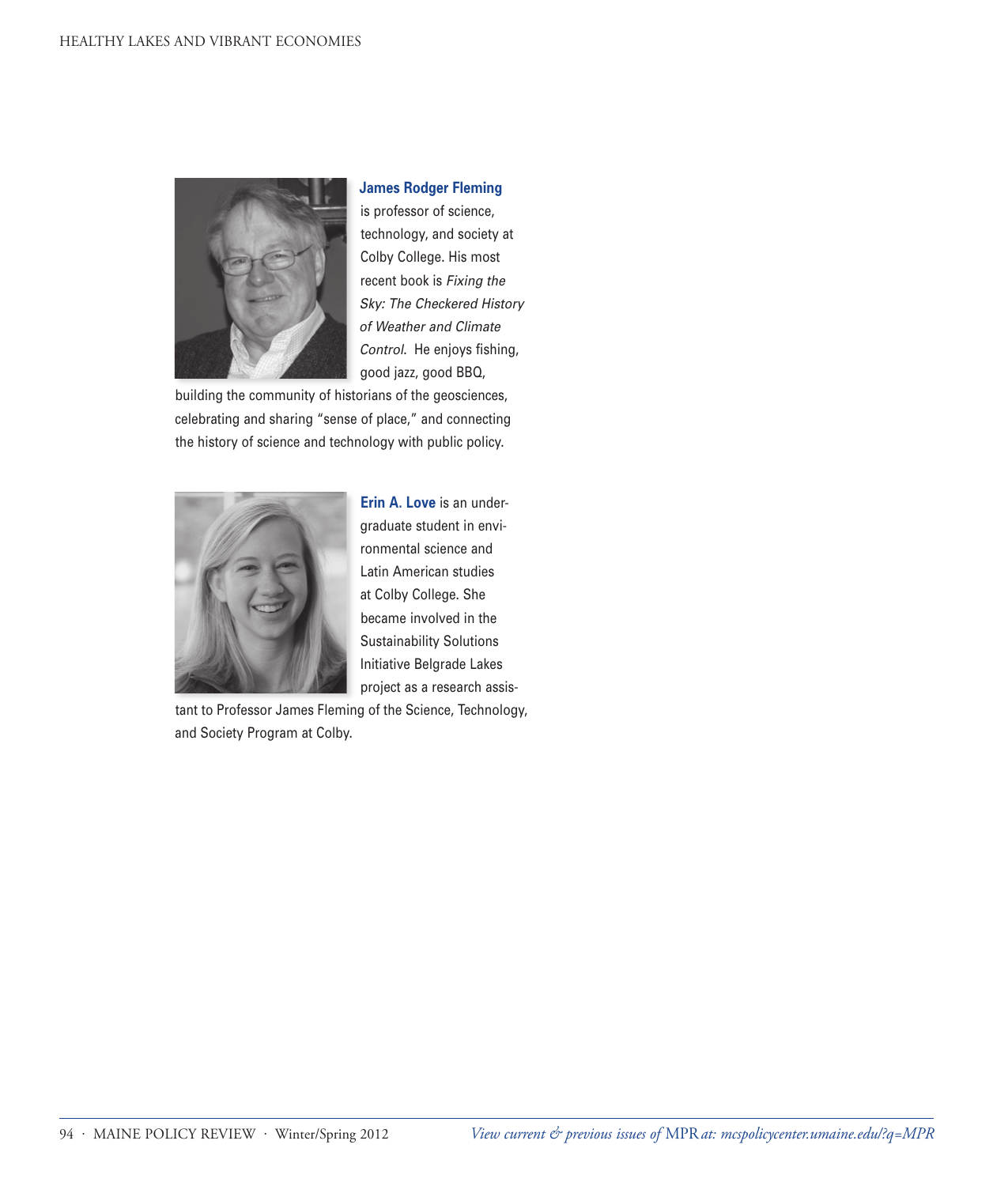**James Rodger Fleming** is professor of science, technology, and society at Colby College. His most recent book is *Fixing the Sky: The Checkered History of Weather and Climate Control.* He enjoys fishing, good jazz, good BBQ, building the community of historians of the geosciences, celebrating and sharing "sense of place," and connecting the history of science and technology with public policy.

**Erin A. Love** is an undergraduate student in environmental science and Latin American studies at Colby College. She became involved in the Sustainability Solutions Initiative Belgrade Lakes project as a research assistant to Professor James Fleming of the Science, Technology, and Society Program at Colby.